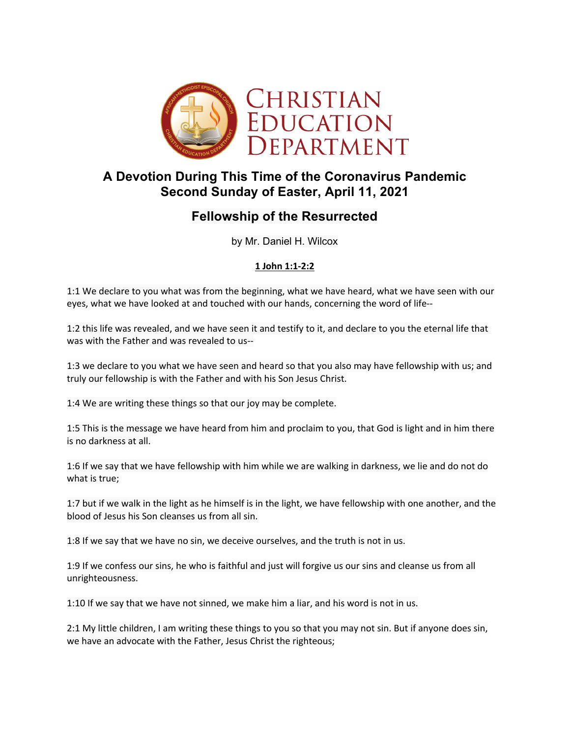# Christian Education Department

## A Devotion During This Time of the Coronavirus Pandemic
## Second Sunday of Easter, April 11, 2021

## Fellowship of the Resurrected

by Mr. Daniel H. Wilcox

**1 John 1:1-2:2**

1:1 We declare to you what was from the beginning, what we have heard, what we have seen with our eyes, what we have looked at and touched with our hands, concerning the word of life--

1:2 this life was revealed, and we have seen it and testify to it, and declare to you the eternal life that was with the Father and was revealed to us--

1:3 we declare to you what we have seen and heard so that you also may have fellowship with us; and truly our fellowship is with the Father and with his Son Jesus Christ.

1:4 We are writing these things so that our joy may be complete.

1:5 This is the message we have heard from him and proclaim to you, that God is light and in him there is no darkness at all.

1:6 If we say that we have fellowship with him while we are walking in darkness, we lie and do not do what is true;

1:7 but if we walk in the light as he himself is in the light, we have fellowship with one another, and the blood of Jesus his Son cleanses us from all sin.

1:8 If we say that we have no sin, we deceive ourselves, and the truth is not in us.

1:9 If we confess our sins, he who is faithful and just will forgive us our sins and cleanse us from all unrighteousness.

1:10 If we say that we have not sinned, we make him a liar, and his word is not in us.

2:1 My little children, I am writing these things to you so that you may not sin. But if anyone does sin, we have an advocate with the Father, Jesus Christ the righteous;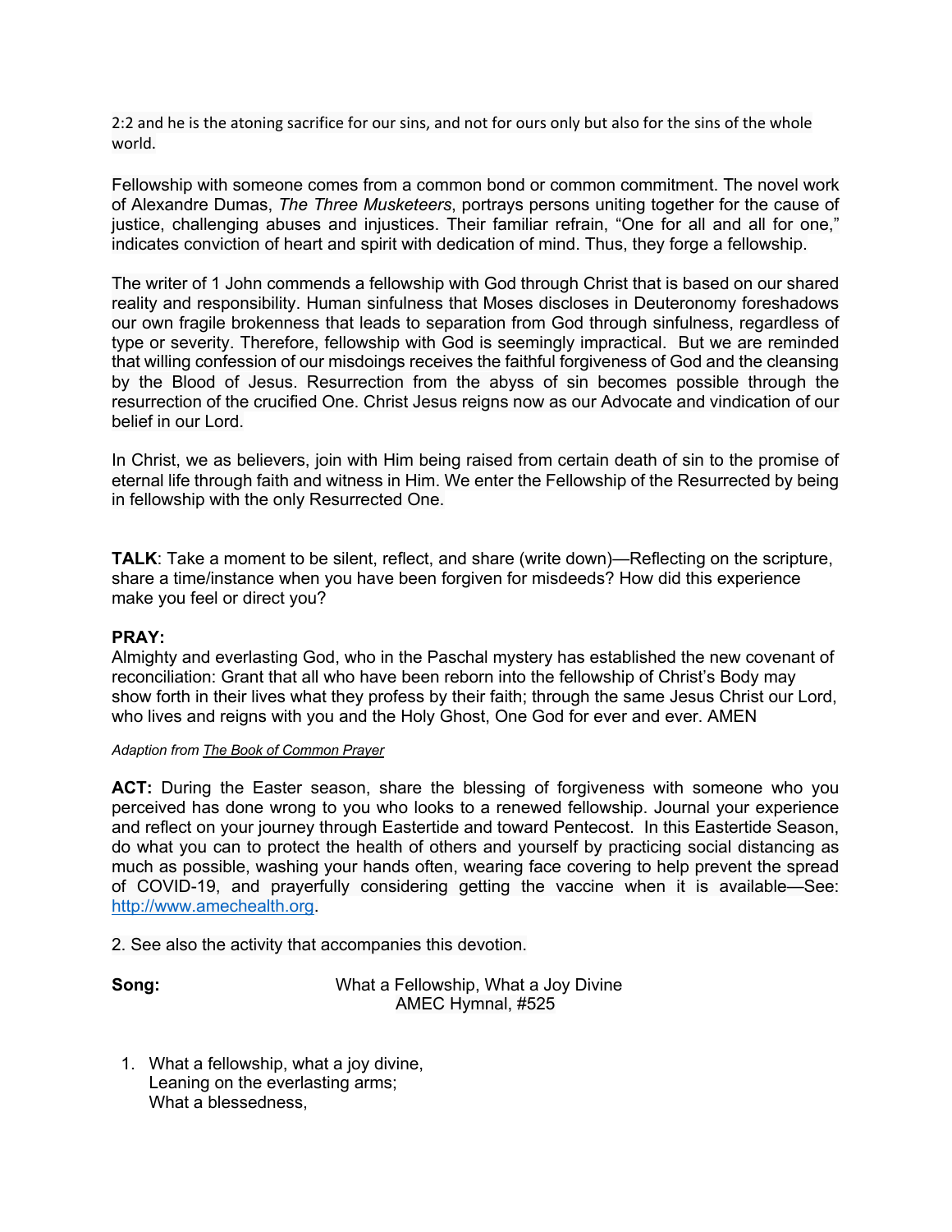2:2 and he is the atoning sacrifice for our sins, and not for ours only but also for the sins of the whole world.

Fellowship with someone comes from a common bond or common commitment. The novel work of Alexandre Dumas, *The Three Musketeers*, portrays persons uniting together for the cause of justice, challenging abuses and injustices. Their familiar refrain, “One for all and all for one,” indicates conviction of heart and spirit with dedication of mind. Thus, they forge a fellowship.

The writer of 1 John commends a fellowship with God through Christ that is based on our shared reality and responsibility. Human sinfulness that Moses discloses in Deuteronomy foreshadows our own fragile brokenness that leads to separation from God through sinfulness, regardless of type or severity. Therefore, fellowship with God is seemingly impractical. But we are reminded that willing confession of our misdoings receives the faithful forgiveness of God and the cleansing by the Blood of Jesus. Resurrection from the abyss of sin becomes possible through the resurrection of the crucified One. Christ Jesus reigns now as our Advocate and vindication of our belief in our Lord.

In Christ, we as believers, join with Him being raised from certain death of sin to the promise of eternal life through faith and witness in Him. We enter the Fellowship of the Resurrected by being in fellowship with the only Resurrected One.

**TALK**: Take a moment to be silent, reflect, and share (write down)—Reflecting on the scripture, share a time/instance when you have been forgiven for misdeeds? How did this experience make you feel or direct you?

**PRAY:**
Almighty and everlasting God, who in the Paschal mystery has established the new covenant of reconciliation: Grant that all who have been reborn into the fellowship of Christ’s Body may show forth in their lives what they profess by their faith; through the same Jesus Christ our Lord, who lives and reigns with you and the Holy Ghost, One God for ever and ever. AMEN

*Adaption from The Book of Common Prayer*

**ACT:** During the Easter season, share the blessing of forgiveness with someone who you perceived has done wrong to you who looks to a renewed fellowship. Journal your experience and reflect on your journey through Eastertide and toward Pentecost. In this Eastertide Season, do what you can to protect the health of others and yourself by practicing social distancing as much as possible, washing your hands often, wearing face covering to help prevent the spread of COVID-19, and prayerfully considering getting the vaccine when it is available—See: http://www.amechealth.org.

2. See also the activity that accompanies this devotion.

**Song:** What a Fellowship, What a Joy Divine
AMEC Hymnal, #525

1. What a fellowship, what a joy divine,
   Leaning on the everlasting arms;
   What a blessedness,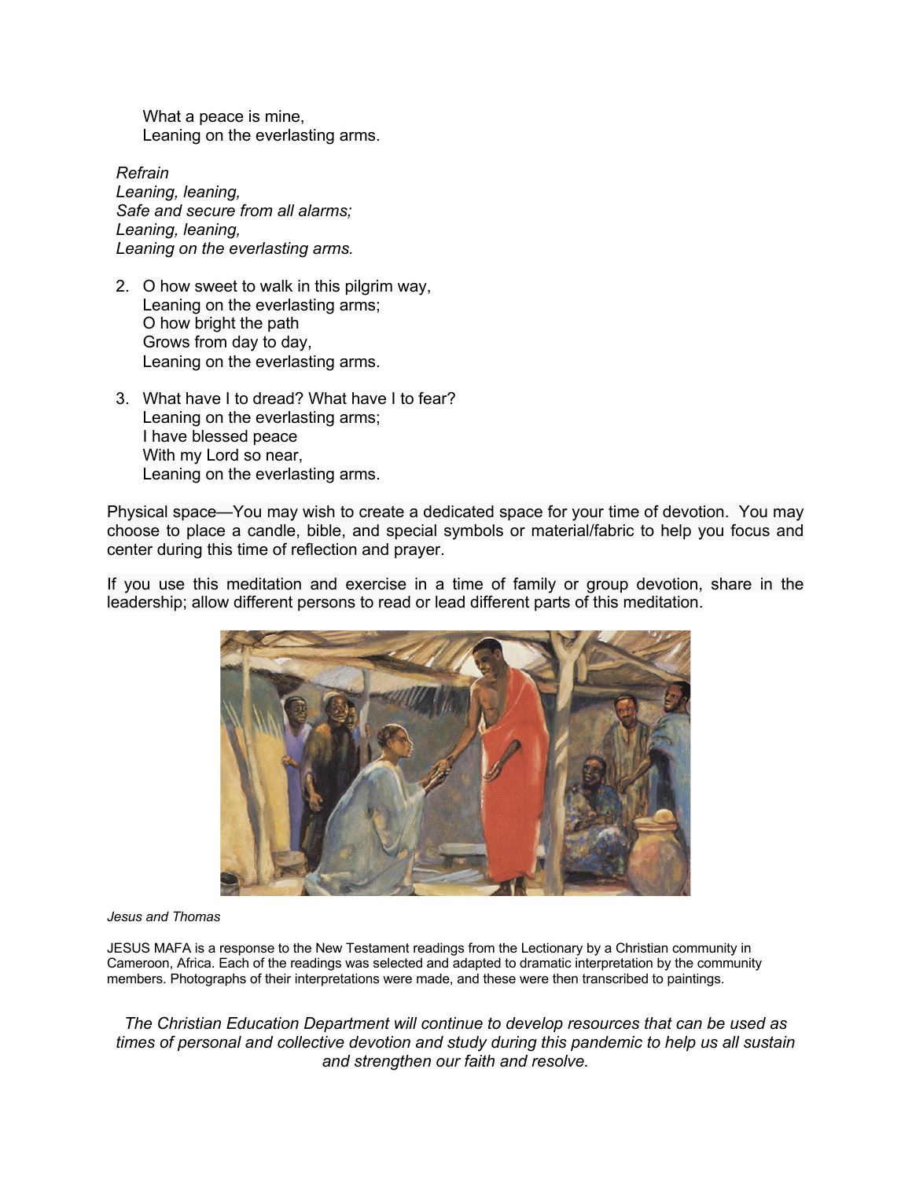What a peace is mine,
Leaning on the everlasting arms.

*Refrain*
*Leaning, leaning,*
*Safe and secure from all alarms;*
*Leaning, leaning,*
*Leaning on the everlasting arms.*

2. O how sweet to walk in this pilgrim way,
   Leaning on the everlasting arms;
   O how bright the path
   Grows from day to day,
   Leaning on the everlasting arms.

3. What have I to dread? What have I to fear?
   Leaning on the everlasting arms;
   I have blessed peace
   With my Lord so near,
   Leaning on the everlasting arms.

Physical space—You may wish to create a dedicated space for your time of devotion. You may choose to place a candle, bible, and special symbols or material/fabric to help you focus and center during this time of reflection and prayer.

If you use this meditation and exercise in a time of family or group devotion, share in the leadership; allow different persons to read or lead different parts of this meditation.

*Jesus and Thomas*

JESUS MAFA is a response to the New Testament readings from the Lectionary by a Christian community in Cameroon, Africa. Each of the readings was selected and adapted to dramatic interpretation by the community members. Photographs of their interpretations were made, and these were then transcribed to paintings.

*The Christian Education Department will continue to develop resources that can be used as times of personal and collective devotion and study during this pandemic to help us all sustain and strengthen our faith and resolve.*